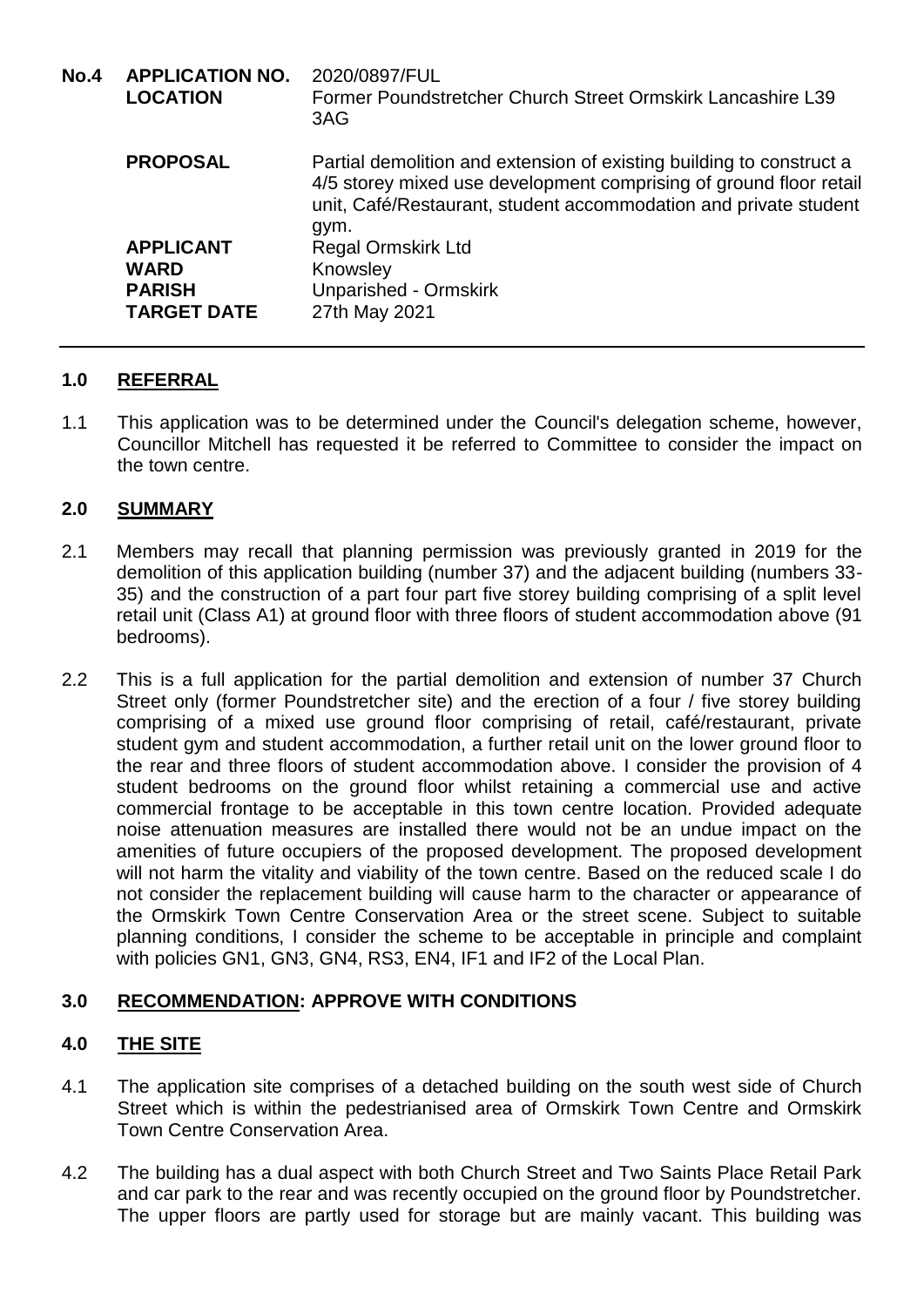**No.4** **APPLICATION NO.** 2020/0897/FUL
**LOCATION** Former Poundstretcher Church Street Ormskirk Lancashire L39 3AG

**PROPOSAL** Partial demolition and extension of existing building to construct a 4/5 storey mixed use development comprising of ground floor retail unit, Café/Restaurant, student accommodation and private student gym.

**APPLICANT** Regal Ormskirk Ltd
**WARD** Knowsley
**PARISH** Unparished - Ormskirk
**TARGET DATE** 27th May 2021

---

## 1.0 REFERRAL

1.1 This application was to be determined under the Council's delegation scheme, however, Councillor Mitchell has requested it be referred to Committee to consider the impact on the town centre.

## 2.0 SUMMARY

2.1 Members may recall that planning permission was previously granted in 2019 for the demolition of this application building (number 37) and the adjacent building (numbers 33-35) and the construction of a part four part five storey building comprising of a split level retail unit (Class A1) at ground floor with three floors of student accommodation above (91 bedrooms).

2.2 This is a full application for the partial demolition and extension of number 37 Church Street only (former Poundstretcher site) and the erection of a four / five storey building comprising of a mixed use ground floor comprising of retail, café/restaurant, private student gym and student accommodation, a further retail unit on the lower ground floor to the rear and three floors of student accommodation above. I consider the provision of 4 student bedrooms on the ground floor whilst retaining a commercial use and active commercial frontage to be acceptable in this town centre location. Provided adequate noise attenuation measures are installed there would not be an undue impact on the amenities of future occupiers of the proposed development. The proposed development will not harm the vitality and viability of the town centre. Based on the reduced scale I do not consider the replacement building will cause harm to the character or appearance of the Ormskirk Town Centre Conservation Area or the street scene. Subject to suitable planning conditions, I consider the scheme to be acceptable in principle and complaint with policies GN1, GN3, GN4, RS3, EN4, IF1 and IF2 of the Local Plan.

## 3.0 RECOMMENDATION: APPROVE WITH CONDITIONS

## 4.0 THE SITE

4.1 The application site comprises of a detached building on the south west side of Church Street which is within the pedestrianised area of Ormskirk Town Centre and Ormskirk Town Centre Conservation Area.

4.2 The building has a dual aspect with both Church Street and Two Saints Place Retail Park and car park to the rear and was recently occupied on the ground floor by Poundstretcher. The upper floors are partly used for storage but are mainly vacant. This building was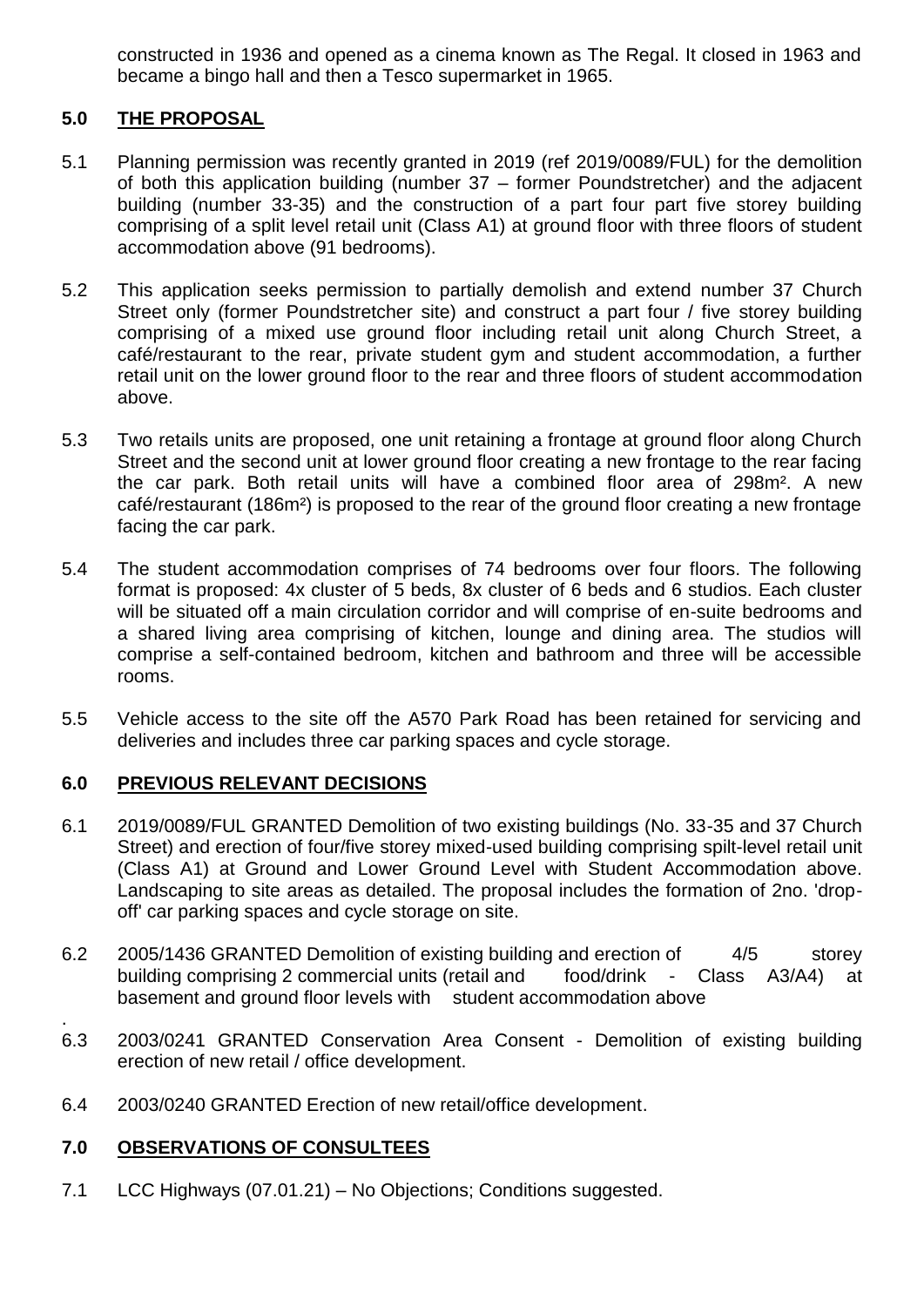constructed in 1936 and opened as a cinema known as The Regal. It closed in 1963 and became a bingo hall and then a Tesco supermarket in 1965.

## 5.0 THE PROPOSAL

5.1 Planning permission was recently granted in 2019 (ref 2019/0089/FUL) for the demolition of both this application building (number 37 – former Poundstretcher) and the adjacent building (number 33-35) and the construction of a part four part five storey building comprising of a split level retail unit (Class A1) at ground floor with three floors of student accommodation above (91 bedrooms).

5.2 This application seeks permission to partially demolish and extend number 37 Church Street only (former Poundstretcher site) and construct a part four / five storey building comprising of a mixed use ground floor including retail unit along Church Street, a café/restaurant to the rear, private student gym and student accommodation, a further retail unit on the lower ground floor to the rear and three floors of student accommodation above.

5.3 Two retails units are proposed, one unit retaining a frontage at ground floor along Church Street and the second unit at lower ground floor creating a new frontage to the rear facing the car park. Both retail units will have a combined floor area of 298m². A new café/restaurant (186m²) is proposed to the rear of the ground floor creating a new frontage facing the car park.

5.4 The student accommodation comprises of 74 bedrooms over four floors. The following format is proposed: 4x cluster of 5 beds, 8x cluster of 6 beds and 6 studios. Each cluster will be situated off a main circulation corridor and will comprise of en-suite bedrooms and a shared living area comprising of kitchen, lounge and dining area. The studios will comprise a self-contained bedroom, kitchen and bathroom and three will be accessible rooms.

5.5 Vehicle access to the site off the A570 Park Road has been retained for servicing and deliveries and includes three car parking spaces and cycle storage.

## 6.0 PREVIOUS RELEVANT DECISIONS

6.1 2019/0089/FUL GRANTED Demolition of two existing buildings (No. 33-35 and 37 Church Street) and erection of four/five storey mixed-used building comprising spilt-level retail unit (Class A1) at Ground and Lower Ground Level with Student Accommodation above. Landscaping to site areas as detailed. The proposal includes the formation of 2no. 'drop-off' car parking spaces and cycle storage on site.

6.2 2005/1436 GRANTED Demolition of existing building and erection of 4/5 storey building comprising 2 commercial units (retail and food/drink - Class A3/A4) at basement and ground floor levels with student accommodation above

6.3 2003/0241 GRANTED Conservation Area Consent - Demolition of existing building erection of new retail / office development.

6.4 2003/0240 GRANTED Erection of new retail/office development.

## 7.0 OBSERVATIONS OF CONSULTEES

7.1 LCC Highways (07.01.21) – No Objections; Conditions suggested.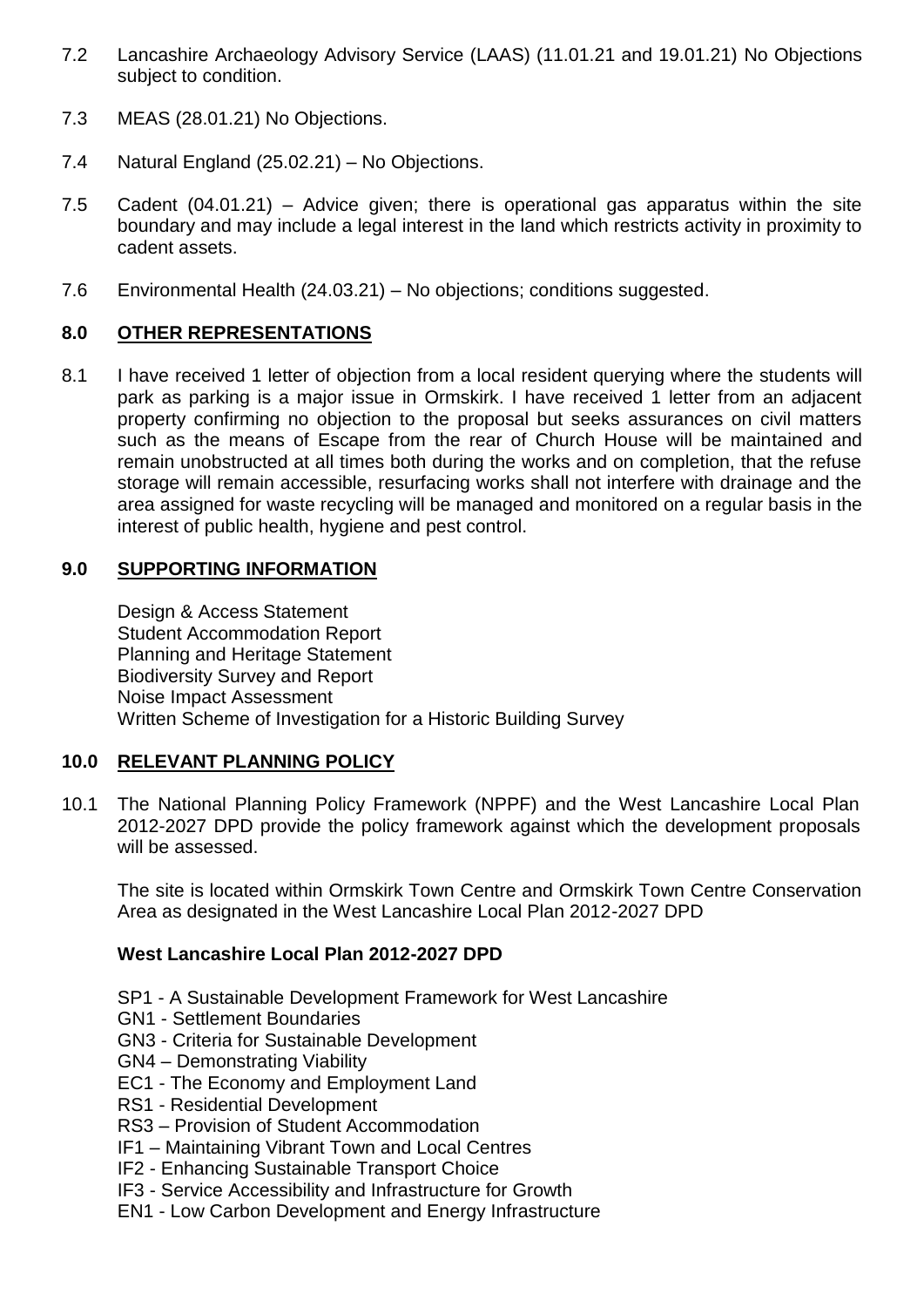7.2 Lancashire Archaeology Advisory Service (LAAS) (11.01.21 and 19.01.21) No Objections subject to condition.

7.3 MEAS (28.01.21) No Objections.

7.4 Natural England (25.02.21) – No Objections.

7.5 Cadent (04.01.21) – Advice given; there is operational gas apparatus within the site boundary and may include a legal interest in the land which restricts activity in proximity to cadent assets.

7.6 Environmental Health (24.03.21) – No objections; conditions suggested.

## 8.0 OTHER REPRESENTATIONS

8.1 I have received 1 letter of objection from a local resident querying where the students will park as parking is a major issue in Ormskirk. I have received 1 letter from an adjacent property confirming no objection to the proposal but seeks assurances on civil matters such as the means of Escape from the rear of Church House will be maintained and remain unobstructed at all times both during the works and on completion, that the refuse storage will remain accessible, resurfacing works shall not interfere with drainage and the area assigned for waste recycling will be managed and monitored on a regular basis in the interest of public health, hygiene and pest control.

## 9.0 SUPPORTING INFORMATION

Design & Access Statement
Student Accommodation Report
Planning and Heritage Statement
Biodiversity Survey and Report
Noise Impact Assessment
Written Scheme of Investigation for a Historic Building Survey

## 10.0 RELEVANT PLANNING POLICY

10.1 The National Planning Policy Framework (NPPF) and the West Lancashire Local Plan 2012-2027 DPD provide the policy framework against which the development proposals will be assessed.

The site is located within Ormskirk Town Centre and Ormskirk Town Centre Conservation Area as designated in the West Lancashire Local Plan 2012-2027 DPD

**West Lancashire Local Plan 2012-2027 DPD**

SP1 - A Sustainable Development Framework for West Lancashire
GN1 - Settlement Boundaries
GN3 - Criteria for Sustainable Development
GN4 – Demonstrating Viability
EC1 - The Economy and Employment Land
RS1 - Residential Development
RS3 – Provision of Student Accommodation
IF1 – Maintaining Vibrant Town and Local Centres
IF2 - Enhancing Sustainable Transport Choice
IF3 - Service Accessibility and Infrastructure for Growth
EN1 - Low Carbon Development and Energy Infrastructure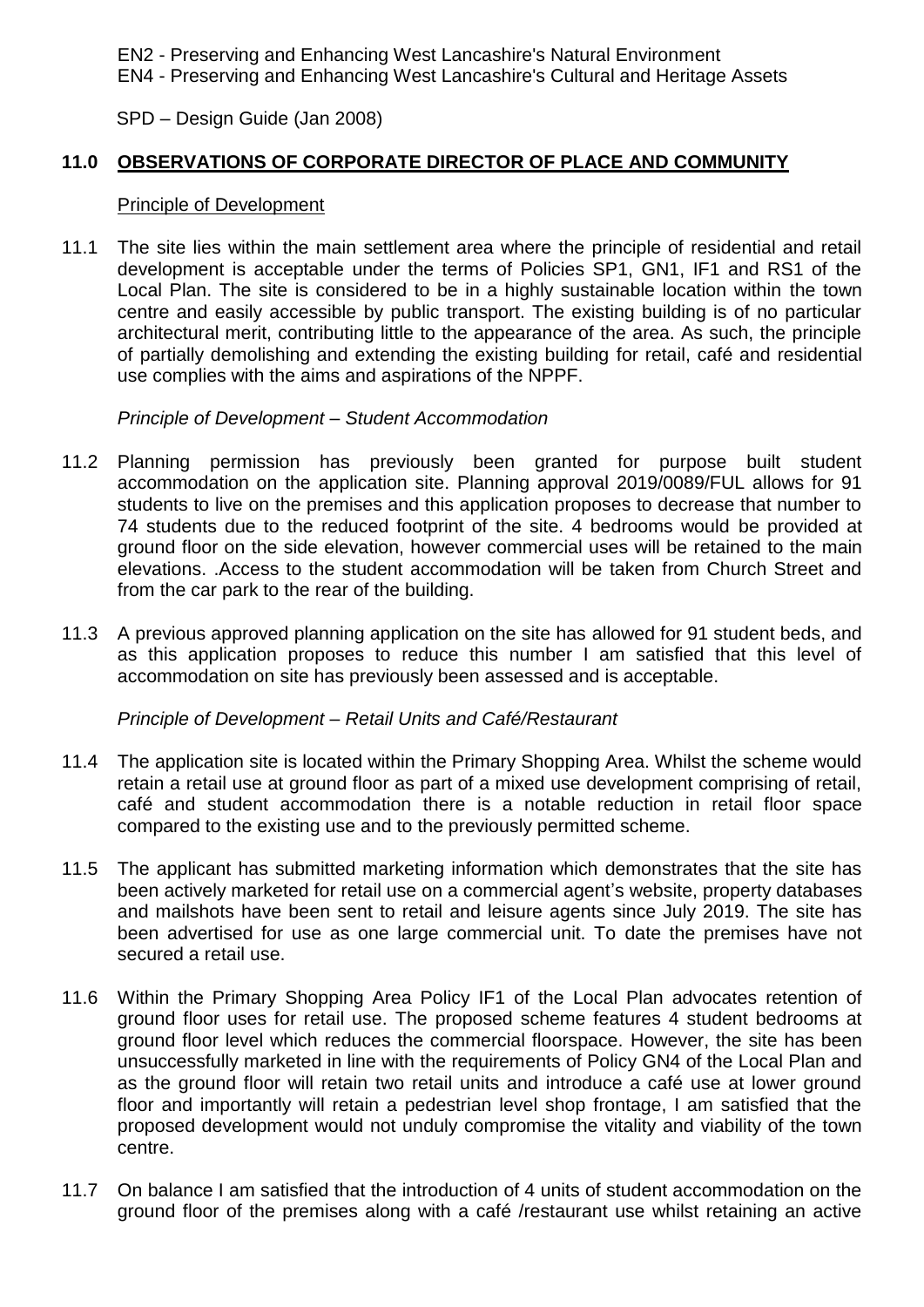EN2 - Preserving and Enhancing West Lancashire's Natural Environment
EN4 - Preserving and Enhancing West Lancashire's Cultural and Heritage Assets

SPD – Design Guide (Jan 2008)

## 11.0 OBSERVATIONS OF CORPORATE DIRECTOR OF PLACE AND COMMUNITY

Principle of Development

11.1 The site lies within the main settlement area where the principle of residential and retail development is acceptable under the terms of Policies SP1, GN1, IF1 and RS1 of the Local Plan. The site is considered to be in a highly sustainable location within the town centre and easily accessible by public transport. The existing building is of no particular architectural merit, contributing little to the appearance of the area. As such, the principle of partially demolishing and extending the existing building for retail, café and residential use complies with the aims and aspirations of the NPPF.

*Principle of Development – Student Accommodation*

11.2 Planning permission has previously been granted for purpose built student accommodation on the application site. Planning approval 2019/0089/FUL allows for 91 students to live on the premises and this application proposes to decrease that number to 74 students due to the reduced footprint of the site. 4 bedrooms would be provided at ground floor on the side elevation, however commercial uses will be retained to the main elevations. .Access to the student accommodation will be taken from Church Street and from the car park to the rear of the building.

11.3 A previous approved planning application on the site has allowed for 91 student beds, and as this application proposes to reduce this number I am satisfied that this level of accommodation on site has previously been assessed and is acceptable.

*Principle of Development – Retail Units and Café/Restaurant*

11.4 The application site is located within the Primary Shopping Area. Whilst the scheme would retain a retail use at ground floor as part of a mixed use development comprising of retail, café and student accommodation there is a notable reduction in retail floor space compared to the existing use and to the previously permitted scheme.

11.5 The applicant has submitted marketing information which demonstrates that the site has been actively marketed for retail use on a commercial agent's website, property databases and mailshots have been sent to retail and leisure agents since July 2019. The site has been advertised for use as one large commercial unit. To date the premises have not secured a retail use.

11.6 Within the Primary Shopping Area Policy IF1 of the Local Plan advocates retention of ground floor uses for retail use. The proposed scheme features 4 student bedrooms at ground floor level which reduces the commercial floorspace. However, the site has been unsuccessfully marketed in line with the requirements of Policy GN4 of the Local Plan and as the ground floor will retain two retail units and introduce a café use at lower ground floor and importantly will retain a pedestrian level shop frontage, I am satisfied that the proposed development would not unduly compromise the vitality and viability of the town centre.

11.7 On balance I am satisfied that the introduction of 4 units of student accommodation on the ground floor of the premises along with a café /restaurant use whilst retaining an active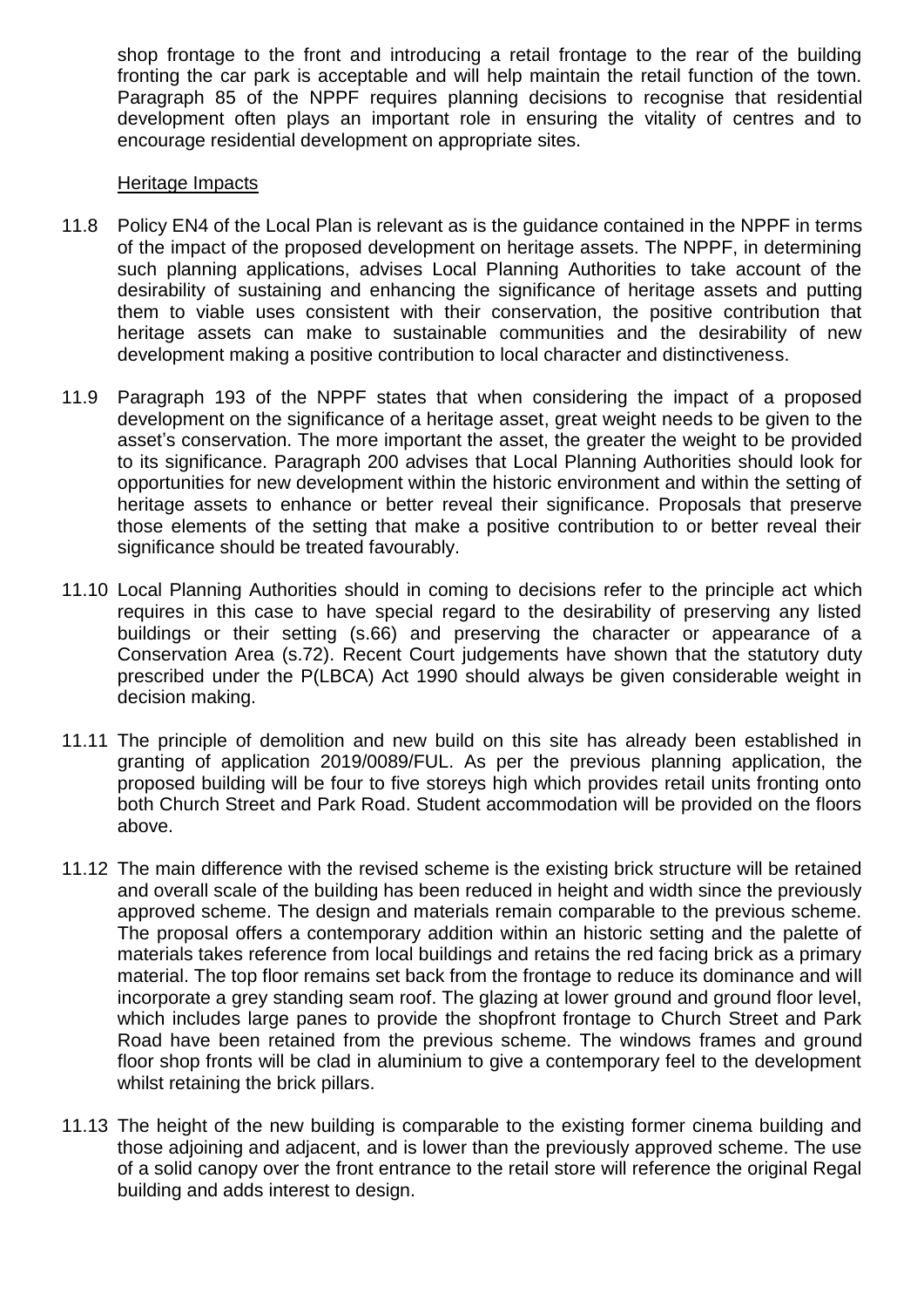shop frontage to the front and introducing a retail frontage to the rear of the building fronting the car park is acceptable and will help maintain the retail function of the town. Paragraph 85 of the NPPF requires planning decisions to recognise that residential development often plays an important role in ensuring the vitality of centres and to encourage residential development on appropriate sites.

Heritage Impacts

11.8 Policy EN4 of the Local Plan is relevant as is the guidance contained in the NPPF in terms of the impact of the proposed development on heritage assets. The NPPF, in determining such planning applications, advises Local Planning Authorities to take account of the desirability of sustaining and enhancing the significance of heritage assets and putting them to viable uses consistent with their conservation, the positive contribution that heritage assets can make to sustainable communities and the desirability of new development making a positive contribution to local character and distinctiveness.

11.9 Paragraph 193 of the NPPF states that when considering the impact of a proposed development on the significance of a heritage asset, great weight needs to be given to the asset's conservation. The more important the asset, the greater the weight to be provided to its significance. Paragraph 200 advises that Local Planning Authorities should look for opportunities for new development within the historic environment and within the setting of heritage assets to enhance or better reveal their significance. Proposals that preserve those elements of the setting that make a positive contribution to or better reveal their significance should be treated favourably.

11.10 Local Planning Authorities should in coming to decisions refer to the principle act which requires in this case to have special regard to the desirability of preserving any listed buildings or their setting (s.66) and preserving the character or appearance of a Conservation Area (s.72). Recent Court judgements have shown that the statutory duty prescribed under the P(LBCA) Act 1990 should always be given considerable weight in decision making.

11.11 The principle of demolition and new build on this site has already been established in granting of application 2019/0089/FUL. As per the previous planning application, the proposed building will be four to five storeys high which provides retail units fronting onto both Church Street and Park Road. Student accommodation will be provided on the floors above.

11.12 The main difference with the revised scheme is the existing brick structure will be retained and overall scale of the building has been reduced in height and width since the previously approved scheme. The design and materials remain comparable to the previous scheme. The proposal offers a contemporary addition within an historic setting and the palette of materials takes reference from local buildings and retains the red facing brick as a primary material. The top floor remains set back from the frontage to reduce its dominance and will incorporate a grey standing seam roof. The glazing at lower ground and ground floor level, which includes large panes to provide the shopfront frontage to Church Street and Park Road have been retained from the previous scheme. The windows frames and ground floor shop fronts will be clad in aluminium to give a contemporary feel to the development whilst retaining the brick pillars.

11.13 The height of the new building is comparable to the existing former cinema building and those adjoining and adjacent, and is lower than the previously approved scheme. The use of a solid canopy over the front entrance to the retail store will reference the original Regal building and adds interest to design.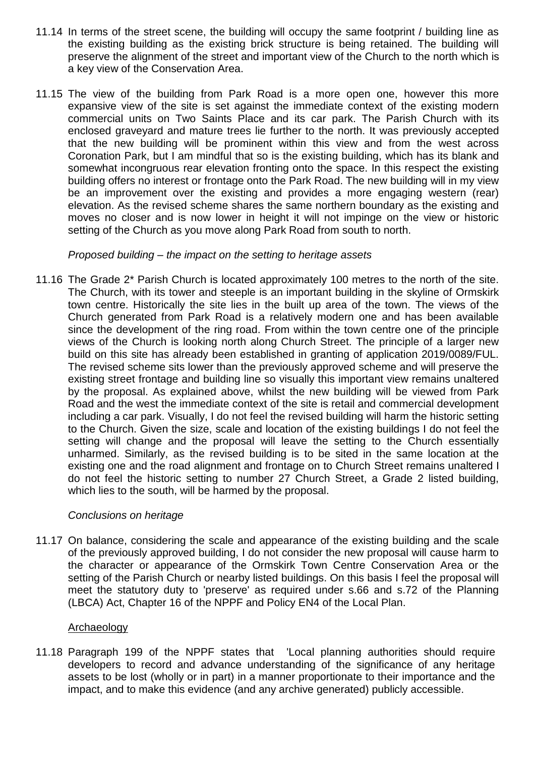11.14 In terms of the street scene, the building will occupy the same footprint / building line as the existing building as the existing brick structure is being retained. The building will preserve the alignment of the street and important view of the Church to the north which is a key view of the Conservation Area.

11.15 The view of the building from Park Road is a more open one, however this more expansive view of the site is set against the immediate context of the existing modern commercial units on Two Saints Place and its car park. The Parish Church with its enclosed graveyard and mature trees lie further to the north. It was previously accepted that the new building will be prominent within this view and from the west across Coronation Park, but I am mindful that so is the existing building, which has its blank and somewhat incongruous rear elevation fronting onto the space. In this respect the existing building offers no interest or frontage onto the Park Road. The new building will in my view be an improvement over the existing and provides a more engaging western (rear) elevation. As the revised scheme shares the same northern boundary as the existing and moves no closer and is now lower in height it will not impinge on the view or historic setting of the Church as you move along Park Road from south to north.

*Proposed building – the impact on the setting to heritage assets*

11.16 The Grade 2* Parish Church is located approximately 100 metres to the north of the site. The Church, with its tower and steeple is an important building in the skyline of Ormskirk town centre. Historically the site lies in the built up area of the town. The views of the Church generated from Park Road is a relatively modern one and has been available since the development of the ring road. From within the town centre one of the principle views of the Church is looking north along Church Street. The principle of a larger new build on this site has already been established in granting of application 2019/0089/FUL. The revised scheme sits lower than the previously approved scheme and will preserve the existing street frontage and building line so visually this important view remains unaltered by the proposal. As explained above, whilst the new building will be viewed from Park Road and the west the immediate context of the site is retail and commercial development including a car park. Visually, I do not feel the revised building will harm the historic setting to the Church. Given the size, scale and location of the existing buildings I do not feel the setting will change and the proposal will leave the setting to the Church essentially unharmed. Similarly, as the revised building is to be sited in the same location at the existing one and the road alignment and frontage on to Church Street remains unaltered I do not feel the historic setting to number 27 Church Street, a Grade 2 listed building, which lies to the south, will be harmed by the proposal.

*Conclusions on heritage*

11.17 On balance, considering the scale and appearance of the existing building and the scale of the previously approved building, I do not consider the new proposal will cause harm to the character or appearance of the Ormskirk Town Centre Conservation Area or the setting of the Parish Church or nearby listed buildings. On this basis I feel the proposal will meet the statutory duty to 'preserve' as required under s.66 and s.72 of the Planning (LBCA) Act, Chapter 16 of the NPPF and Policy EN4 of the Local Plan.

Archaeology

11.18 Paragraph 199 of the NPPF states that 'Local planning authorities should require developers to record and advance understanding of the significance of any heritage assets to be lost (wholly or in part) in a manner proportionate to their importance and the impact, and to make this evidence (and any archive generated) publicly accessible.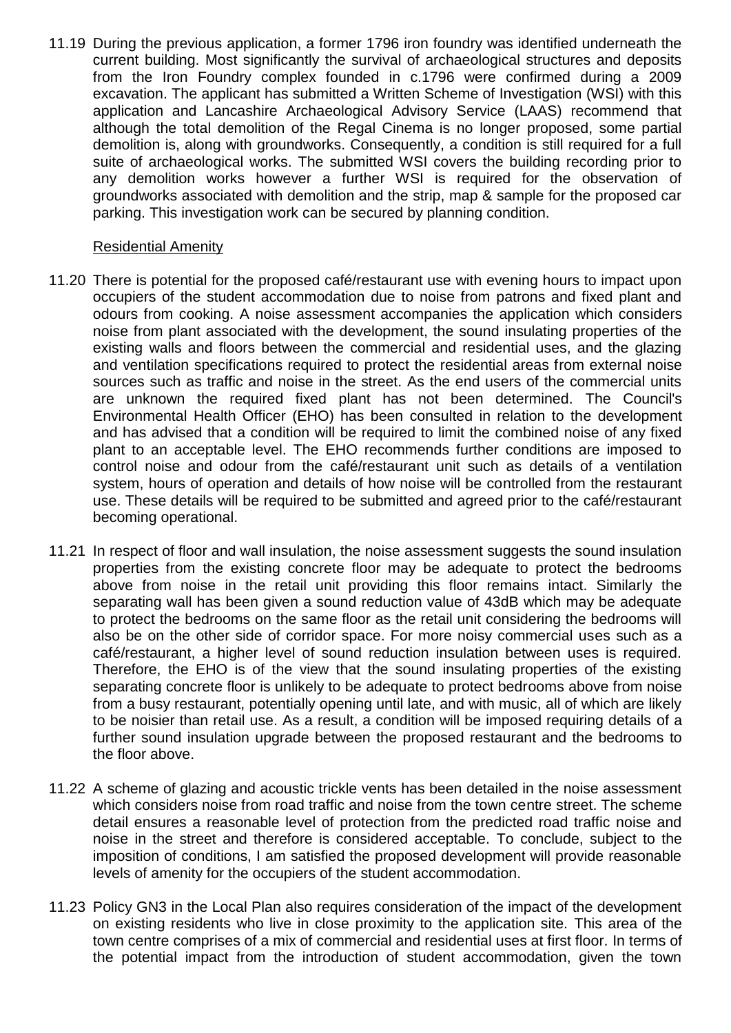11.19 During the previous application, a former 1796 iron foundry was identified underneath the current building. Most significantly the survival of archaeological structures and deposits from the Iron Foundry complex founded in c.1796 were confirmed during a 2009 excavation. The applicant has submitted a Written Scheme of Investigation (WSI) with this application and Lancashire Archaeological Advisory Service (LAAS) recommend that although the total demolition of the Regal Cinema is no longer proposed, some partial demolition is, along with groundworks. Consequently, a condition is still required for a full suite of archaeological works. The submitted WSI covers the building recording prior to any demolition works however a further WSI is required for the observation of groundworks associated with demolition and the strip, map & sample for the proposed car parking. This investigation work can be secured by planning condition.

Residential Amenity

11.20 There is potential for the proposed café/restaurant use with evening hours to impact upon occupiers of the student accommodation due to noise from patrons and fixed plant and odours from cooking. A noise assessment accompanies the application which considers noise from plant associated with the development, the sound insulating properties of the existing walls and floors between the commercial and residential uses, and the glazing and ventilation specifications required to protect the residential areas from external noise sources such as traffic and noise in the street. As the end users of the commercial units are unknown the required fixed plant has not been determined. The Council's Environmental Health Officer (EHO) has been consulted in relation to the development and has advised that a condition will be required to limit the combined noise of any fixed plant to an acceptable level. The EHO recommends further conditions are imposed to control noise and odour from the café/restaurant unit such as details of a ventilation system, hours of operation and details of how noise will be controlled from the restaurant use. These details will be required to be submitted and agreed prior to the café/restaurant becoming operational.

11.21 In respect of floor and wall insulation, the noise assessment suggests the sound insulation properties from the existing concrete floor may be adequate to protect the bedrooms above from noise in the retail unit providing this floor remains intact. Similarly the separating wall has been given a sound reduction value of 43dB which may be adequate to protect the bedrooms on the same floor as the retail unit considering the bedrooms will also be on the other side of corridor space. For more noisy commercial uses such as a café/restaurant, a higher level of sound reduction insulation between uses is required. Therefore, the EHO is of the view that the sound insulating properties of the existing separating concrete floor is unlikely to be adequate to protect bedrooms above from noise from a busy restaurant, potentially opening until late, and with music, all of which are likely to be noisier than retail use. As a result, a condition will be imposed requiring details of a further sound insulation upgrade between the proposed restaurant and the bedrooms to the floor above.

11.22 A scheme of glazing and acoustic trickle vents has been detailed in the noise assessment which considers noise from road traffic and noise from the town centre street. The scheme detail ensures a reasonable level of protection from the predicted road traffic noise and noise in the street and therefore is considered acceptable. To conclude, subject to the imposition of conditions, I am satisfied the proposed development will provide reasonable levels of amenity for the occupiers of the student accommodation.

11.23 Policy GN3 in the Local Plan also requires consideration of the impact of the development on existing residents who live in close proximity to the application site. This area of the town centre comprises of a mix of commercial and residential uses at first floor. In terms of the potential impact from the introduction of student accommodation, given the town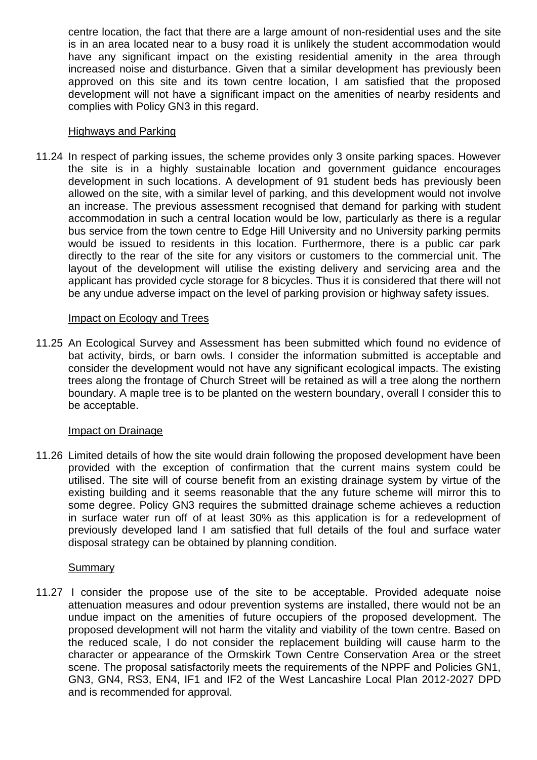centre location, the fact that there are a large amount of non-residential uses and the site is in an area located near to a busy road it is unlikely the student accommodation would have any significant impact on the existing residential amenity in the area through increased noise and disturbance. Given that a similar development has previously been approved on this site and its town centre location, I am satisfied that the proposed development will not have a significant impact on the amenities of nearby residents and complies with Policy GN3 in this regard.

Highways and Parking

11.24 In respect of parking issues, the scheme provides only 3 onsite parking spaces. However the site is in a highly sustainable location and government guidance encourages development in such locations. A development of 91 student beds has previously been allowed on the site, with a similar level of parking, and this development would not involve an increase. The previous assessment recognised that demand for parking with student accommodation in such a central location would be low, particularly as there is a regular bus service from the town centre to Edge Hill University and no University parking permits would be issued to residents in this location. Furthermore, there is a public car park directly to the rear of the site for any visitors or customers to the commercial unit. The layout of the development will utilise the existing delivery and servicing area and the applicant has provided cycle storage for 8 bicycles. Thus it is considered that there will not be any undue adverse impact on the level of parking provision or highway safety issues.

Impact on Ecology and Trees

11.25 An Ecological Survey and Assessment has been submitted which found no evidence of bat activity, birds, or barn owls. I consider the information submitted is acceptable and consider the development would not have any significant ecological impacts. The existing trees along the frontage of Church Street will be retained as will a tree along the northern boundary. A maple tree is to be planted on the western boundary, overall I consider this to be acceptable.

Impact on Drainage

11.26 Limited details of how the site would drain following the proposed development have been provided with the exception of confirmation that the current mains system could be utilised. The site will of course benefit from an existing drainage system by virtue of the existing building and it seems reasonable that the any future scheme will mirror this to some degree. Policy GN3 requires the submitted drainage scheme achieves a reduction in surface water run off of at least 30% as this application is for a redevelopment of previously developed land I am satisfied that full details of the foul and surface water disposal strategy can be obtained by planning condition.

Summary

11.27 I consider the propose use of the site to be acceptable. Provided adequate noise attenuation measures and odour prevention systems are installed, there would not be an undue impact on the amenities of future occupiers of the proposed development. The proposed development will not harm the vitality and viability of the town centre. Based on the reduced scale, I do not consider the replacement building will cause harm to the character or appearance of the Ormskirk Town Centre Conservation Area or the street scene. The proposal satisfactorily meets the requirements of the NPPF and Policies GN1, GN3, GN4, RS3, EN4, IF1 and IF2 of the West Lancashire Local Plan 2012-2027 DPD and is recommended for approval.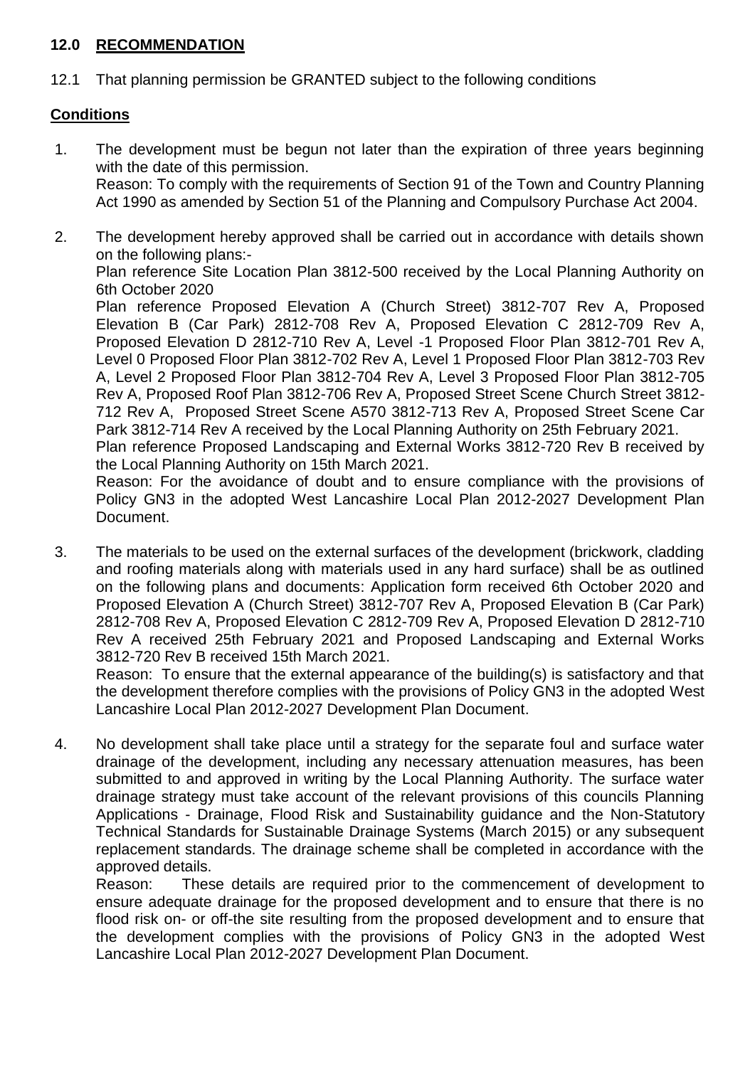## 12.0 RECOMMENDATION

12.1 That planning permission be GRANTED subject to the following conditions

### Conditions

1. The development must be begun not later than the expiration of three years beginning with the date of this permission.
   Reason: To comply with the requirements of Section 91 of the Town and Country Planning Act 1990 as amended by Section 51 of the Planning and Compulsory Purchase Act 2004.

2. The development hereby approved shall be carried out in accordance with details shown on the following plans:-
   Plan reference Site Location Plan 3812-500 received by the Local Planning Authority on 6th October 2020
   Plan reference Proposed Elevation A (Church Street) 3812-707 Rev A, Proposed Elevation B (Car Park) 2812-708 Rev A, Proposed Elevation C 2812-709 Rev A, Proposed Elevation D 2812-710 Rev A, Level -1 Proposed Floor Plan 3812-701 Rev A, Level 0 Proposed Floor Plan 3812-702 Rev A, Level 1 Proposed Floor Plan 3812-703 Rev A, Level 2 Proposed Floor Plan 3812-704 Rev A, Level 3 Proposed Floor Plan 3812-705 Rev A, Proposed Roof Plan 3812-706 Rev A, Proposed Street Scene Church Street 3812-712 Rev A, Proposed Street Scene A570 3812-713 Rev A, Proposed Street Scene Car Park 3812-714 Rev A received by the Local Planning Authority on 25th February 2021.
   Plan reference Proposed Landscaping and External Works 3812-720 Rev B received by the Local Planning Authority on 15th March 2021.
   Reason: For the avoidance of doubt and to ensure compliance with the provisions of Policy GN3 in the adopted West Lancashire Local Plan 2012-2027 Development Plan Document.

3. The materials to be used on the external surfaces of the development (brickwork, cladding and roofing materials along with materials used in any hard surface) shall be as outlined on the following plans and documents: Application form received 6th October 2020 and Proposed Elevation A (Church Street) 3812-707 Rev A, Proposed Elevation B (Car Park) 2812-708 Rev A, Proposed Elevation C 2812-709 Rev A, Proposed Elevation D 2812-710 Rev A received 25th February 2021 and Proposed Landscaping and External Works 3812-720 Rev B received 15th March 2021.
   Reason: To ensure that the external appearance of the building(s) is satisfactory and that the development therefore complies with the provisions of Policy GN3 in the adopted West Lancashire Local Plan 2012-2027 Development Plan Document.

4. No development shall take place until a strategy for the separate foul and surface water drainage of the development, including any necessary attenuation measures, has been submitted to and approved in writing by the Local Planning Authority. The surface water drainage strategy must take account of the relevant provisions of this councils Planning Applications - Drainage, Flood Risk and Sustainability guidance and the Non-Statutory Technical Standards for Sustainable Drainage Systems (March 2015) or any subsequent replacement standards. The drainage scheme shall be completed in accordance with the approved details.
   Reason: These details are required prior to the commencement of development to ensure adequate drainage for the proposed development and to ensure that there is no flood risk on- or off-the site resulting from the proposed development and to ensure that the development complies with the provisions of Policy GN3 in the adopted West Lancashire Local Plan 2012-2027 Development Plan Document.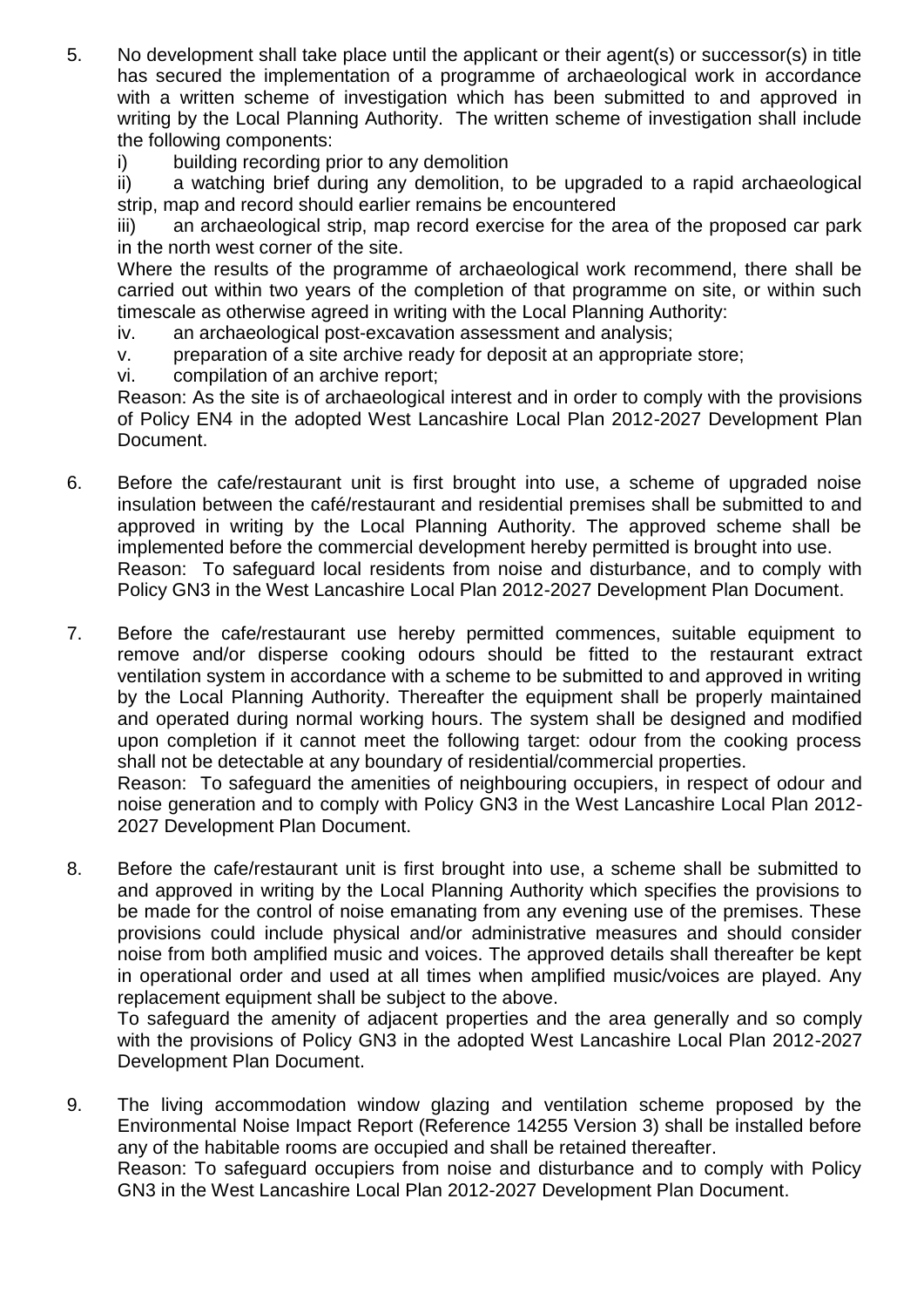5. No development shall take place until the applicant or their agent(s) or successor(s) in title has secured the implementation of a programme of archaeological work in accordance with a written scheme of investigation which has been submitted to and approved in writing by the Local Planning Authority. The written scheme of investigation shall include the following components:

   i) building recording prior to any demolition

   ii) a watching brief during any demolition, to be upgraded to a rapid archaeological strip, map and record should earlier remains be encountered

   iii) an archaeological strip, map record exercise for the area of the proposed car park in the north west corner of the site.

   Where the results of the programme of archaeological work recommend, there shall be carried out within two years of the completion of that programme on site, or within such timescale as otherwise agreed in writing with the Local Planning Authority:

   iv. an archaeological post-excavation assessment and analysis;

   v. preparation of a site archive ready for deposit at an appropriate store;

   vi. compilation of an archive report;

   Reason: As the site is of archaeological interest and in order to comply with the provisions of Policy EN4 in the adopted West Lancashire Local Plan 2012-2027 Development Plan Document.

6. Before the cafe/restaurant unit is first brought into use, a scheme of upgraded noise insulation between the café/restaurant and residential premises shall be submitted to and approved in writing by the Local Planning Authority. The approved scheme shall be implemented before the commercial development hereby permitted is brought into use.
   Reason: To safeguard local residents from noise and disturbance, and to comply with Policy GN3 in the West Lancashire Local Plan 2012-2027 Development Plan Document.

7. Before the cafe/restaurant use hereby permitted commences, suitable equipment to remove and/or disperse cooking odours should be fitted to the restaurant extract ventilation system in accordance with a scheme to be submitted to and approved in writing by the Local Planning Authority. Thereafter the equipment shall be properly maintained and operated during normal working hours. The system shall be designed and modified upon completion if it cannot meet the following target: odour from the cooking process shall not be detectable at any boundary of residential/commercial properties.
   Reason: To safeguard the amenities of neighbouring occupiers, in respect of odour and noise generation and to comply with Policy GN3 in the West Lancashire Local Plan 2012-2027 Development Plan Document.

8. Before the cafe/restaurant unit is first brought into use, a scheme shall be submitted to and approved in writing by the Local Planning Authority which specifies the provisions to be made for the control of noise emanating from any evening use of the premises. These provisions could include physical and/or administrative measures and should consider noise from both amplified music and voices. The approved details shall thereafter be kept in operational order and used at all times when amplified music/voices are played. Any replacement equipment shall be subject to the above.
   To safeguard the amenity of adjacent properties and the area generally and so comply with the provisions of Policy GN3 in the adopted West Lancashire Local Plan 2012-2027 Development Plan Document.

9. The living accommodation window glazing and ventilation scheme proposed by the Environmental Noise Impact Report (Reference 14255 Version 3) shall be installed before any of the habitable rooms are occupied and shall be retained thereafter.
   Reason: To safeguard occupiers from noise and disturbance and to comply with Policy GN3 in the West Lancashire Local Plan 2012-2027 Development Plan Document.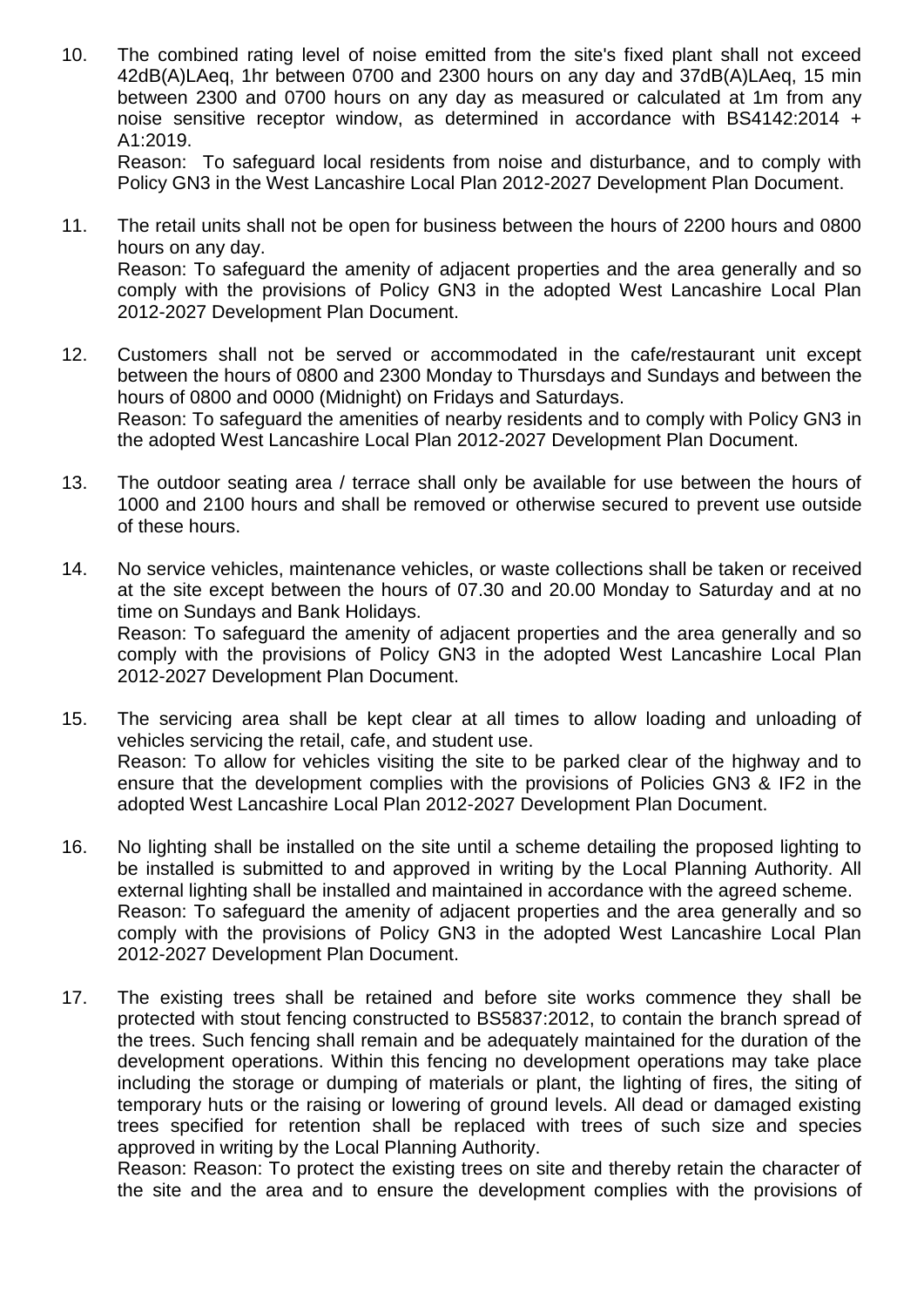10. The combined rating level of noise emitted from the site's fixed plant shall not exceed 42dB(A)LAeq, 1hr between 0700 and 2300 hours on any day and 37dB(A)LAeq, 15 min between 2300 and 0700 hours on any day as measured or calculated at 1m from any noise sensitive receptor window, as determined in accordance with BS4142:2014 + A1:2019.
    Reason: To safeguard local residents from noise and disturbance, and to comply with Policy GN3 in the West Lancashire Local Plan 2012-2027 Development Plan Document.

11. The retail units shall not be open for business between the hours of 2200 hours and 0800 hours on any day.
    Reason: To safeguard the amenity of adjacent properties and the area generally and so comply with the provisions of Policy GN3 in the adopted West Lancashire Local Plan 2012-2027 Development Plan Document.

12. Customers shall not be served or accommodated in the cafe/restaurant unit except between the hours of 0800 and 2300 Monday to Thursdays and Sundays and between the hours of 0800 and 0000 (Midnight) on Fridays and Saturdays.
    Reason: To safeguard the amenities of nearby residents and to comply with Policy GN3 in the adopted West Lancashire Local Plan 2012-2027 Development Plan Document.

13. The outdoor seating area / terrace shall only be available for use between the hours of 1000 and 2100 hours and shall be removed or otherwise secured to prevent use outside of these hours.

14. No service vehicles, maintenance vehicles, or waste collections shall be taken or received at the site except between the hours of 07.30 and 20.00 Monday to Saturday and at no time on Sundays and Bank Holidays.
    Reason: To safeguard the amenity of adjacent properties and the area generally and so comply with the provisions of Policy GN3 in the adopted West Lancashire Local Plan 2012-2027 Development Plan Document.

15. The servicing area shall be kept clear at all times to allow loading and unloading of vehicles servicing the retail, cafe, and student use.
    Reason: To allow for vehicles visiting the site to be parked clear of the highway and to ensure that the development complies with the provisions of Policies GN3 & IF2 in the adopted West Lancashire Local Plan 2012-2027 Development Plan Document.

16. No lighting shall be installed on the site until a scheme detailing the proposed lighting to be installed is submitted to and approved in writing by the Local Planning Authority. All external lighting shall be installed and maintained in accordance with the agreed scheme.
    Reason: To safeguard the amenity of adjacent properties and the area generally and so comply with the provisions of Policy GN3 in the adopted West Lancashire Local Plan 2012-2027 Development Plan Document.

17. The existing trees shall be retained and before site works commence they shall be protected with stout fencing constructed to BS5837:2012, to contain the branch spread of the trees. Such fencing shall remain and be adequately maintained for the duration of the development operations. Within this fencing no development operations may take place including the storage or dumping of materials or plant, the lighting of fires, the siting of temporary huts or the raising or lowering of ground levels. All dead or damaged existing trees specified for retention shall be replaced with trees of such size and species approved in writing by the Local Planning Authority.
    Reason: Reason: To protect the existing trees on site and thereby retain the character of the site and the area and to ensure the development complies with the provisions of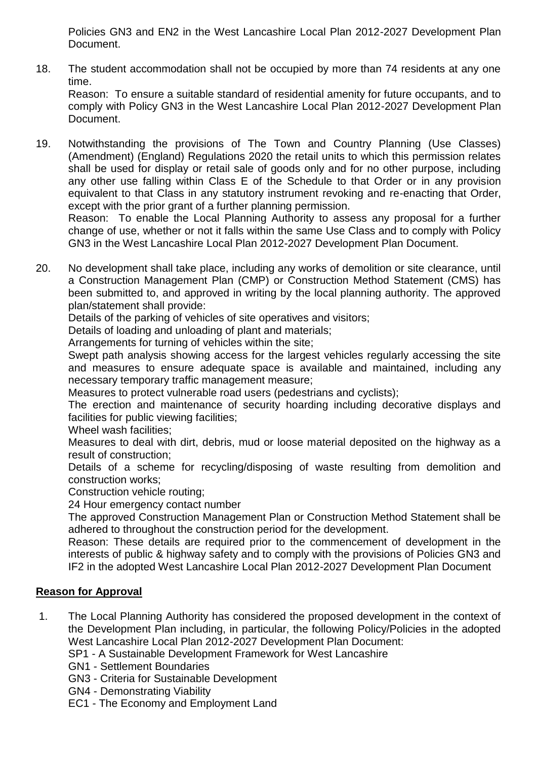Policies GN3 and EN2 in the West Lancashire Local Plan 2012-2027 Development Plan Document.

18. The student accommodation shall not be occupied by more than 74 residents at any one time.
    Reason: To ensure a suitable standard of residential amenity for future occupants, and to comply with Policy GN3 in the West Lancashire Local Plan 2012-2027 Development Plan Document.

19. Notwithstanding the provisions of The Town and Country Planning (Use Classes) (Amendment) (England) Regulations 2020 the retail units to which this permission relates shall be used for display or retail sale of goods only and for no other purpose, including any other use falling within Class E of the Schedule to that Order or in any provision equivalent to that Class in any statutory instrument revoking and re-enacting that Order, except with the prior grant of a further planning permission.
    Reason: To enable the Local Planning Authority to assess any proposal for a further change of use, whether or not it falls within the same Use Class and to comply with Policy GN3 in the West Lancashire Local Plan 2012-2027 Development Plan Document.

20. No development shall take place, including any works of demolition or site clearance, until a Construction Management Plan (CMP) or Construction Method Statement (CMS) has been submitted to, and approved in writing by the local planning authority. The approved plan/statement shall provide:
    Details of the parking of vehicles of site operatives and visitors;
    Details of loading and unloading of plant and materials;
    Arrangements for turning of vehicles within the site;
    Swept path analysis showing access for the largest vehicles regularly accessing the site and measures to ensure adequate space is available and maintained, including any necessary temporary traffic management measure;
    Measures to protect vulnerable road users (pedestrians and cyclists);
    The erection and maintenance of security hoarding including decorative displays and facilities for public viewing facilities;
    Wheel wash facilities;
    Measures to deal with dirt, debris, mud or loose material deposited on the highway as a result of construction;
    Details of a scheme for recycling/disposing of waste resulting from demolition and construction works;
    Construction vehicle routing;
    24 Hour emergency contact number
    The approved Construction Management Plan or Construction Method Statement shall be adhered to throughout the construction period for the development.
    Reason: These details are required prior to the commencement of development in the interests of public & highway safety and to comply with the provisions of Policies GN3 and IF2 in the adopted West Lancashire Local Plan 2012-2027 Development Plan Document

## Reason for Approval

1. The Local Planning Authority has considered the proposed development in the context of the Development Plan including, in particular, the following Policy/Policies in the adopted West Lancashire Local Plan 2012-2027 Development Plan Document:
   SP1 - A Sustainable Development Framework for West Lancashire
   GN1 - Settlement Boundaries
   GN3 - Criteria for Sustainable Development
   GN4 - Demonstrating Viability
   EC1 - The Economy and Employment Land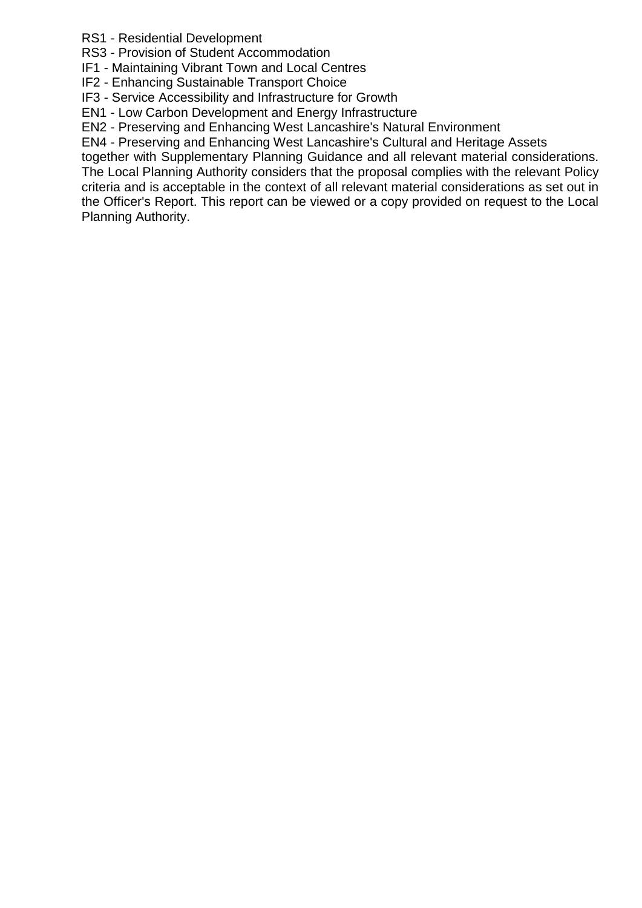RS1 - Residential Development
RS3 - Provision of Student Accommodation
IF1 - Maintaining Vibrant Town and Local Centres
IF2 - Enhancing Sustainable Transport Choice
IF3 - Service Accessibility and Infrastructure for Growth
EN1 - Low Carbon Development and Energy Infrastructure
EN2 - Preserving and Enhancing West Lancashire's Natural Environment
EN4 - Preserving and Enhancing West Lancashire's Cultural and Heritage Assets
together with Supplementary Planning Guidance and all relevant material considerations. The Local Planning Authority considers that the proposal complies with the relevant Policy criteria and is acceptable in the context of all relevant material considerations as set out in the Officer's Report. This report can be viewed or a copy provided on request to the Local Planning Authority.